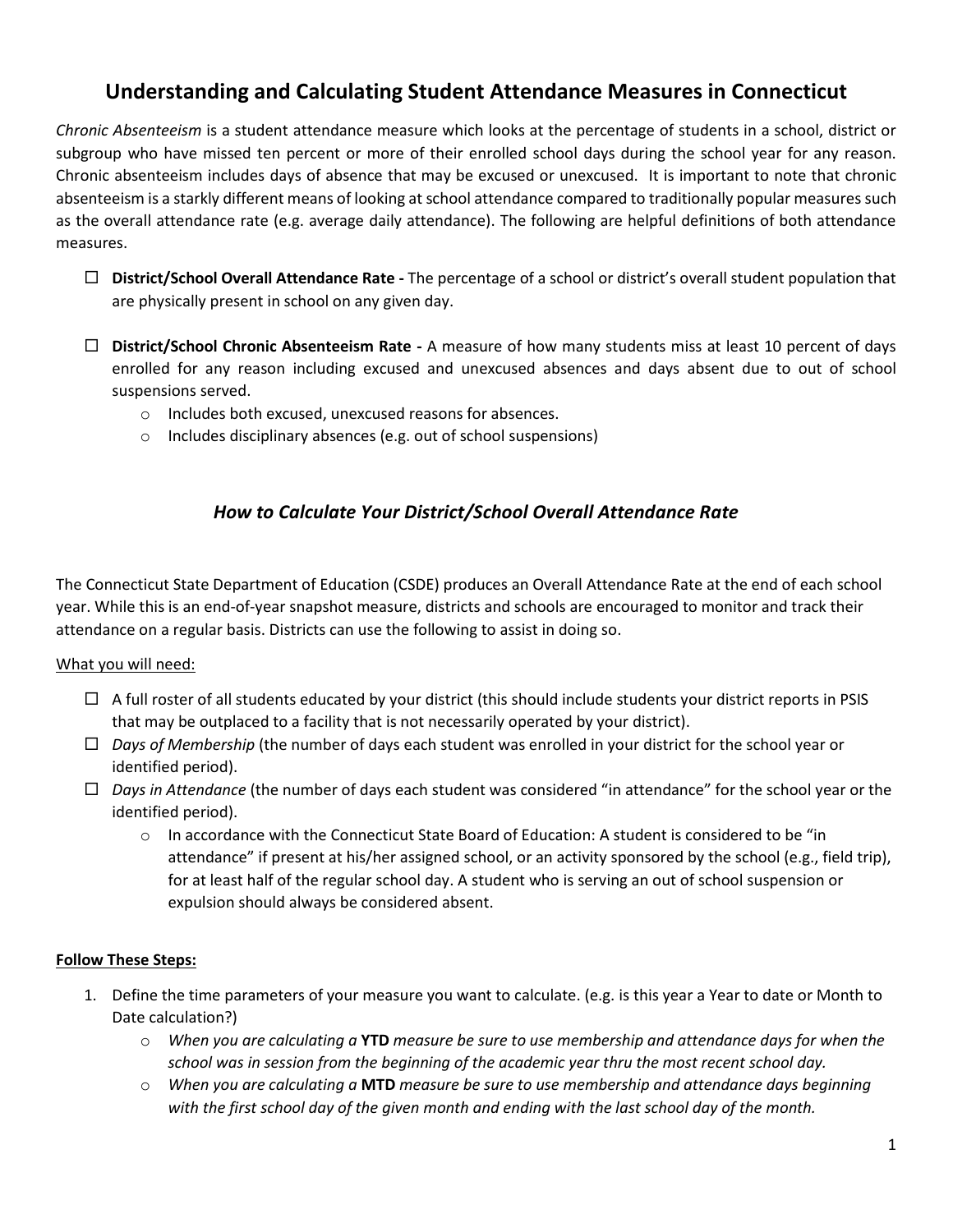# Understanding and Calculating Student Attendance Measures in Connecticut

*Chronic Absenteeism* is a student attendance measure which looks at the percentage of students in a school, district or subgroup who have missed ten percent or more of their enrolled school days during the school year for any reason. Chronic absenteeism includes days of absence that may be excused or unexcused. It is important to note that chronic absenteeism is a starkly different means of looking at school attendance compared to traditionally popular measures such as the overall attendance rate (e.g. average daily attendance). The following are helpful definitions of both attendance measures.

- ☐ **District/School Overall Attendance Rate -** The percentage of a school or district's overall student population that are physically present in school on any given day.
- ☐ **District/School Chronic Absenteeism Rate -** A measure of how many students miss at least 10 percent of days enrolled for any reason including excused and unexcused absences and days absent due to out of school suspensions served.
  - Includes both excused, unexcused reasons for absences.
  - Includes disciplinary absences (e.g. out of school suspensions)

## *How to Calculate Your District/School Overall Attendance Rate*

The Connecticut State Department of Education (CSDE) produces an Overall Attendance Rate at the end of each school year. While this is an end-of-year snapshot measure, districts and schools are encouraged to monitor and track their attendance on a regular basis. Districts can use the following to assist in doing so.

What you will need:

- ☐ A full roster of all students educated by your district (this should include students your district reports in PSIS that may be outplaced to a facility that is not necessarily operated by your district).
- ☐ *Days of Membership* (the number of days each student was enrolled in your district for the school year or identified period).
- ☐ *Days in Attendance* (the number of days each student was considered "in attendance" for the school year or the identified period).
  - In accordance with the Connecticut State Board of Education: A student is considered to be "in attendance" if present at his/her assigned school, or an activity sponsored by the school (e.g., field trip), for at least half of the regular school day. A student who is serving an out of school suspension or expulsion should always be considered absent.

**Follow These Steps:**

1. Define the time parameters of your measure you want to calculate. (e.g. is this year a Year to date or Month to Date calculation?)
   - *When you are calculating a* **YTD** *measure be sure to use membership and attendance days for when the school was in session from the beginning of the academic year thru the most recent school day.*
   - *When you are calculating a* **MTD** *measure be sure to use membership and attendance days beginning with the first school day of the given month and ending with the last school day of the month.*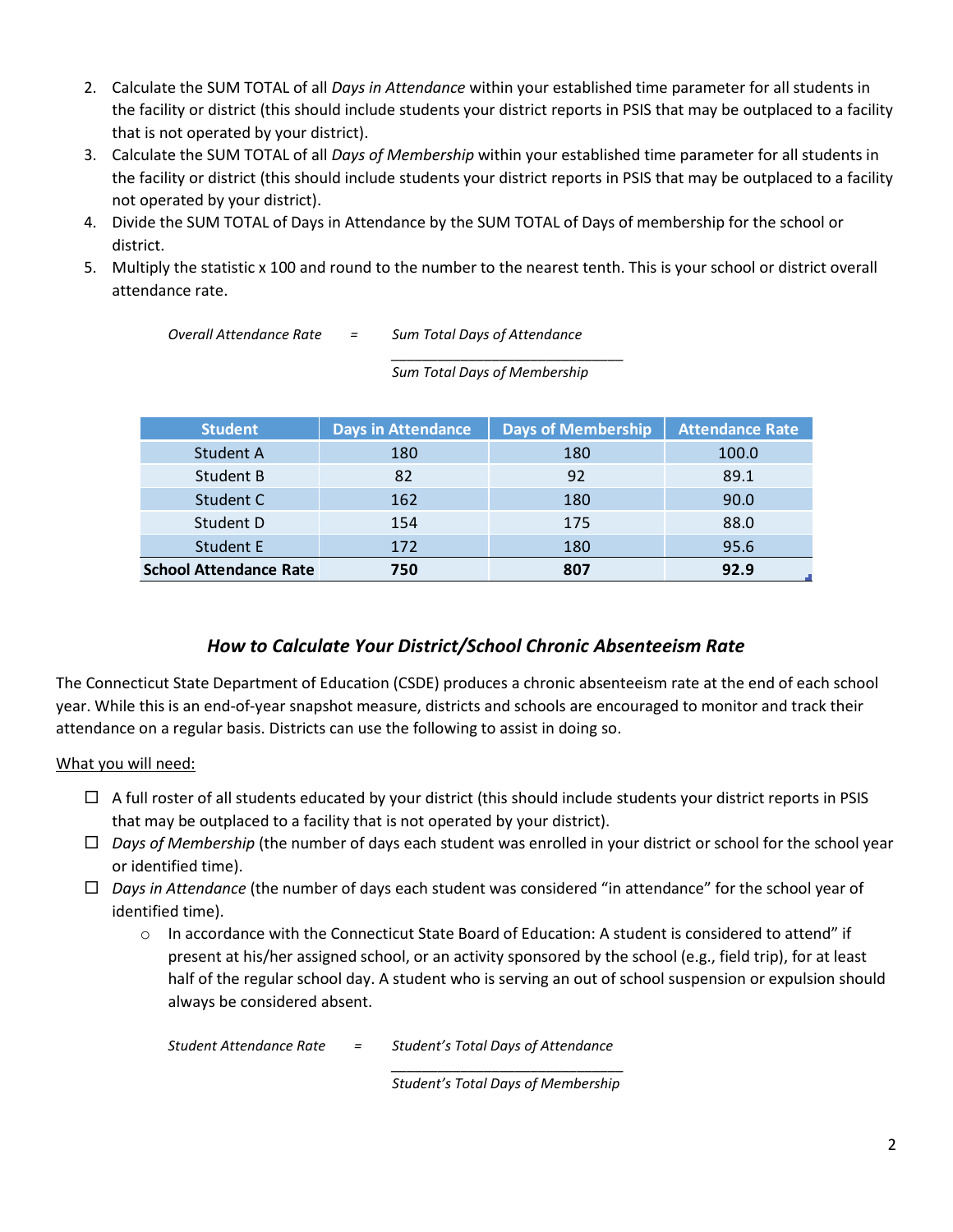2. Calculate the SUM TOTAL of all *Days in Attendance* within your established time parameter for all students in the facility or district (this should include students your district reports in PSIS that may be outplaced to a facility that is not operated by your district).
3. Calculate the SUM TOTAL of all *Days of Membership* within your established time parameter for all students in the facility or district (this should include students your district reports in PSIS that may be outplaced to a facility not operated by your district).
4. Divide the SUM TOTAL of Days in Attendance by the SUM TOTAL of Days of membership for the school or district.
5. Multiply the statistic x 100 and round to the number to the nearest tenth. This is your school or district overall attendance rate.

$$\textit{Overall Attendance Rate} = \frac{\textit{Sum Total Days of Attendance}}{\textit{Sum Total Days of Membership}}$$

| Student | Days in Attendance | Days of Membership | Attendance Rate |
|---|---|---|---|
| Student A | 180 | 180 | 100.0 |
| Student B | 82 | 92 | 89.1 |
| Student C | 162 | 180 | 90.0 |
| Student D | 154 | 175 | 88.0 |
| Student E | 172 | 180 | 95.6 |
| **School Attendance Rate** | **750** | **807** | **92.9** |

## *How to Calculate Your District/School Chronic Absenteeism Rate*

The Connecticut State Department of Education (CSDE) produces a chronic absenteeism rate at the end of each school year. While this is an end-of-year snapshot measure, districts and schools are encouraged to monitor and track their attendance on a regular basis. Districts can use the following to assist in doing so.

<u>What you will need:</u>

- ☐ A full roster of all students educated by your district (this should include students your district reports in PSIS that may be outplaced to a facility that is not operated by your district).
- ☐ *Days of Membership* (the number of days each student was enrolled in your district or school for the school year or identified time).
- ☐ *Days in Attendance* (the number of days each student was considered "in attendance" for the school year of identified time).
  - In accordance with the Connecticut State Board of Education: A student is considered to attend" if present at his/her assigned school, or an activity sponsored by the school (e.g., field trip), for at least half of the regular school day. A student who is serving an out of school suspension or expulsion should always be considered absent.

$$\textit{Student Attendance Rate} = \frac{\textit{Student's Total Days of Attendance}}{\textit{Student's Total Days of Membership}}$$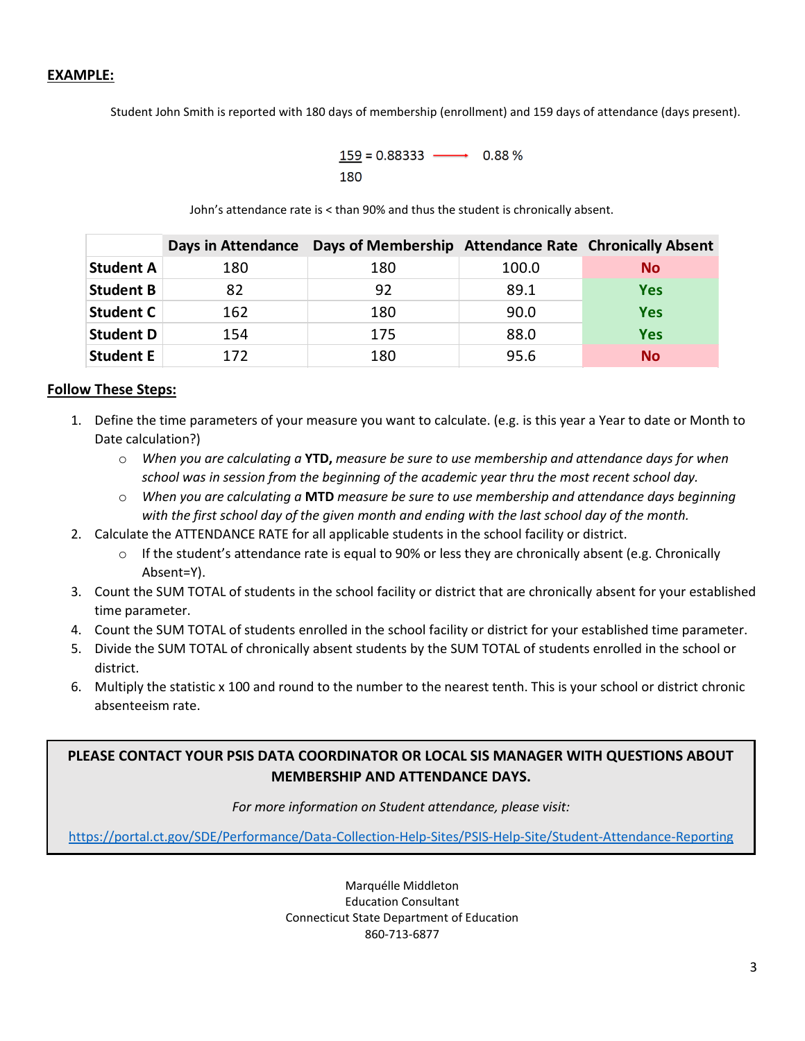**EXAMPLE:**

Student John Smith is reported with 180 days of membership (enrollment) and 159 days of attendance (days present).

$$\frac{159}{180} = 0.88333 \longrightarrow 0.88\ \%$$

John's attendance rate is < than 90% and thus the student is chronically absent.

| | Days in Attendance | Days of Membership | Attendance Rate | Chronically Absent |
|---|---|---|---|---|
| **Student A** | 180 | 180 | 100.0 | No |
| **Student B** | 82 | 92 | 89.1 | Yes |
| **Student C** | 162 | 180 | 90.0 | Yes |
| **Student D** | 154 | 175 | 88.0 | Yes |
| **Student E** | 172 | 180 | 95.6 | No |

**Follow These Steps:**

1. Define the time parameters of your measure you want to calculate. (e.g. is this year a Year to date or Month to Date calculation?)
   - *When you are calculating a* **YTD,** *measure be sure to use membership and attendance days for when school was in session from the beginning of the academic year thru the most recent school day.*
   - *When you are calculating a* **MTD** *measure be sure to use membership and attendance days beginning with the first school day of the given month and ending with the last school day of the month.*
2. Calculate the ATTENDANCE RATE for all applicable students in the school facility or district.
   - If the student's attendance rate is equal to 90% or less they are chronically absent (e.g. Chronically Absent=Y).
3. Count the SUM TOTAL of students in the school facility or district that are chronically absent for your established time parameter.
4. Count the SUM TOTAL of students enrolled in the school facility or district for your established time parameter.
5. Divide the SUM TOTAL of chronically absent students by the SUM TOTAL of students enrolled in the school or district.
6. Multiply the statistic x 100 and round to the number to the nearest tenth. This is your school or district chronic absenteeism rate.

**PLEASE CONTACT YOUR PSIS DATA COORDINATOR OR LOCAL SIS MANAGER WITH QUESTIONS ABOUT MEMBERSHIP AND ATTENDANCE DAYS.**

*For more information on Student attendance, please visit:*

https://portal.ct.gov/SDE/Performance/Data-Collection-Help-Sites/PSIS-Help-Site/Student-Attendance-Reporting

Marquélle Middleton
Education Consultant
Connecticut State Department of Education
860-713-6877